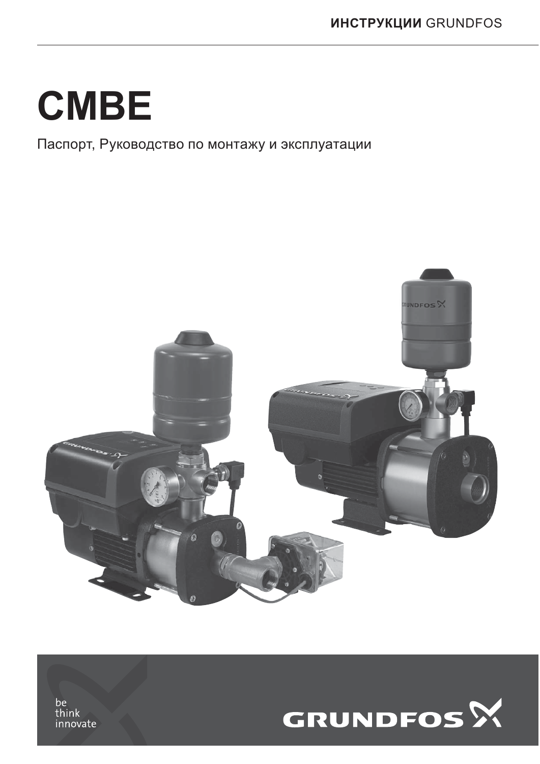**ИНСТРУКЦИИ** GRUNDFOS

# CMBE

Паспорт, Руководство по монтажу и эксплуатации

be
think
innovate

GRUNDFOS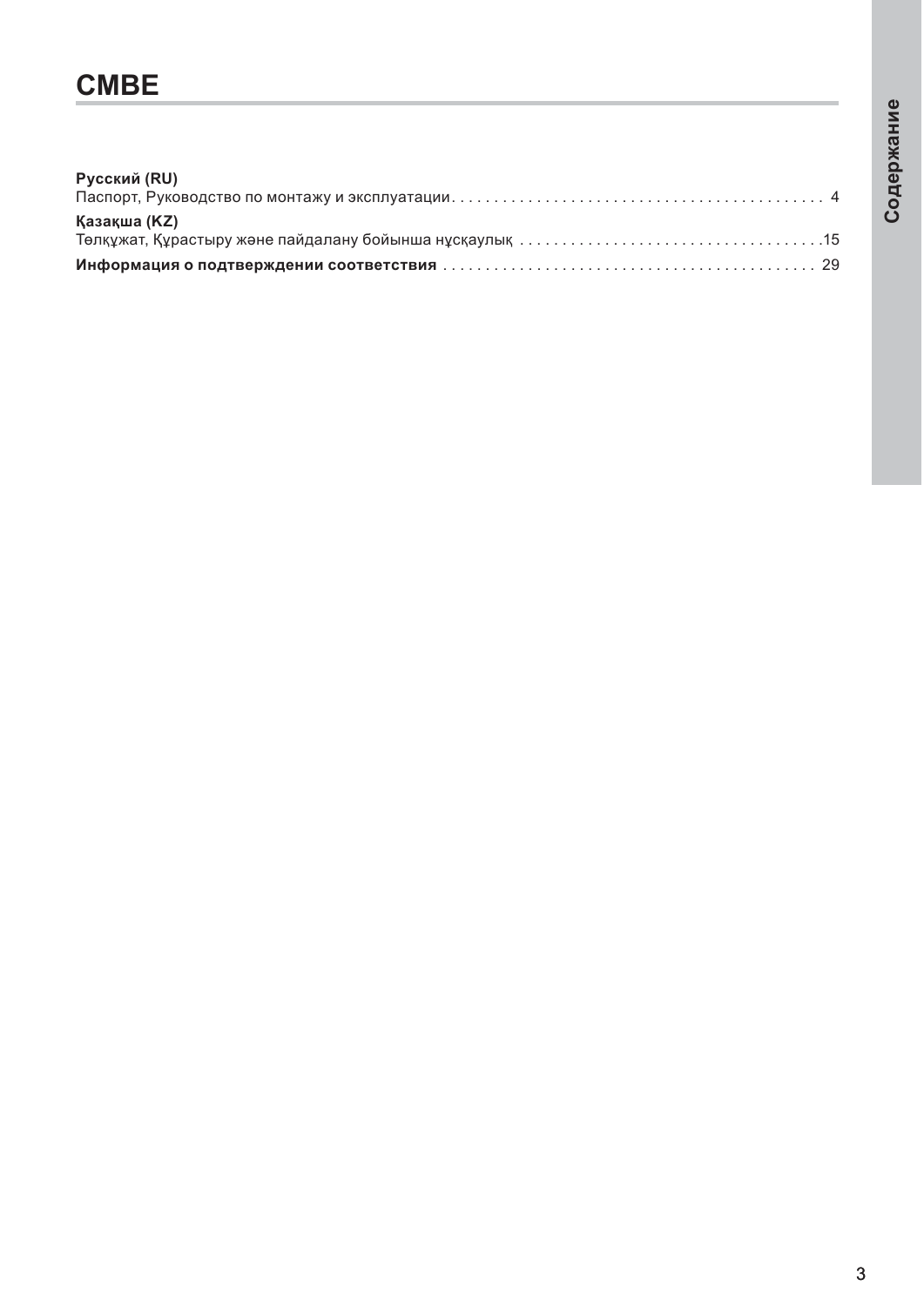# CMBE

**Русский (RU)**
Паспорт, Руководство по монтажу и эксплуатации . . . . . . . . . . 4

**Қазақша (KZ)**
Төлқұжат, Құрастыру және пайдалану бойынша нұсқаулық . . . . . . . . . . 15

**Информация о подтверждении соответствия** . . . . . . . . . . 29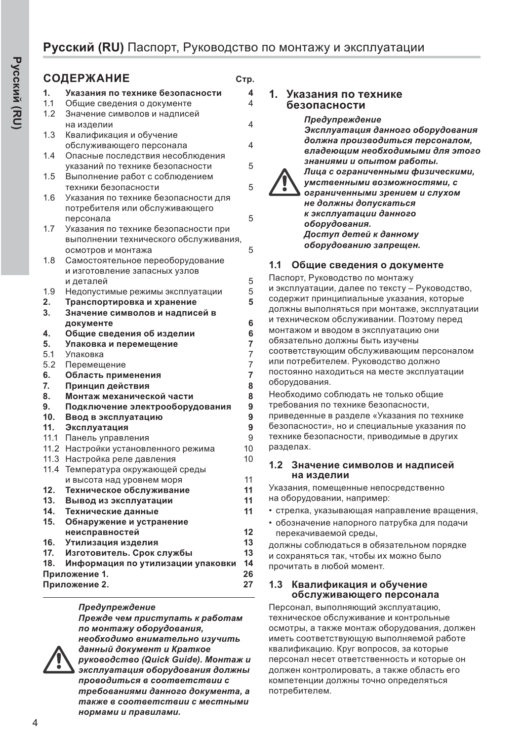# Русский (RU) Паспорт, Руководство по монтажу и эксплуатации

## СОДЕРЖАНИЕ

| | | Стр. |
|---|---|---|
| **1.** | **Указания по технике безопасности** | **4** |
| 1.1 | Общие сведения о документе | 4 |
| 1.2 | Значение символов и надписей на изделии | 4 |
| 1.3 | Квалификация и обучение обслуживающего персонала | 4 |
| 1.4 | Опасные последствия несоблюдения указаний по технике безопасности | 5 |
| 1.5 | Выполнение работ с соблюдением техники безопасности | 5 |
| 1.6 | Указания по технике безопасности для потребителя или обслуживающего персонала | 5 |
| 1.7 | Указания по технике безопасности при выполнении технического обслуживания, осмотров и монтажа | 5 |
| 1.8 | Самостоятельное переоборудование и изготовление запасных узлов и деталей | 5 |
| 1.9 | Недопустимые режимы эксплуатации | 5 |
| **2.** | **Транспортировка и хранение** | **5** |
| **3.** | **Значение символов и надписей в документе** | **6** |
| **4.** | **Общие сведения об изделии** | **6** |
| **5.** | **Упаковка и перемещение** | **7** |
| 5.1 | Упаковка | 7 |
| 5.2 | Перемещение | 7 |
| **6.** | **Область применения** | **7** |
| **7.** | **Принцип действия** | **8** |
| **8.** | **Монтаж механической части** | **8** |
| **9.** | **Подключение электрооборудования** | **9** |
| **10.** | **Ввод в эксплуатацию** | **9** |
| **11.** | **Эксплуатация** | **9** |
| 11.1 | Панель управления | 9 |
| 11.2 | Настройки установленного режима | 10 |
| 11.3 | Настройка реле давления | 10 |
| 11.4 | Температура окружающей среды и высота над уровнем моря | 11 |
| **12.** | **Техническое обслуживание** | **11** |
| **13.** | **Вывод из эксплуатации** | **11** |
| **14.** | **Технические данные** | **11** |
| **15.** | **Обнаружение и устранение неисправностей** | **12** |
| **16.** | **Утилизация изделия** | **13** |
| **17.** | **Изготовитель. Срок службы** | **13** |
| **18.** | **Информация по утилизации упаковки** | **14** |
| **Приложение 1.** | | **26** |
| **Приложение 2.** | | **27** |

***Предупреждение***
***Прежде чем приступать к работам по монтажу оборудования, необходимо внимательно изучить данный документ и Краткое руководство (Quick Guide). Монтаж и эксплуатация оборудования должны проводиться в соответствии с требованиями данного документа, а также в соответствии с местными нормами и правилами.***

## 1. Указания по технике безопасности

***Предупреждение***
***Эксплуатация данного оборудования должна производиться персоналом, владеющим необходимыми для этого знаниями и опытом работы.***
***Лица с ограниченными физическими, умственными возможностями, с ограниченными зрением и слухом не должны допускаться к эксплуатации данного оборудования.***
***Доступ детей к данному оборудованию запрещен.***

### 1.1 Общие сведения о документе

Паспорт, Руководство по монтажу и эксплуатации, далее по тексту – Руководство, содержит принципиальные указания, которые должны выполняться при монтаже, эксплуатации и техническом обслуживании. Поэтому перед монтажом и вводом в эксплуатацию они обязательно должны быть изучены соответствующим обслуживающим персоналом или потребителем. Руководство должно постоянно находиться на месте эксплуатации оборудования.

Необходимо соблюдать не только общие требования по технике безопасности, приведенные в разделе «Указания по технике безопасности», но и специальные указания по технике безопасности, приводимые в других разделах.

### 1.2 Значение символов и надписей на изделии

Указания, помещенные непосредственно на оборудовании, например:

- стрелка, указывающая направление вращения,
- обозначение напорного патрубка для подачи перекачиваемой среды,

должны соблюдаться в обязательном порядке и сохраняться так, чтобы их можно было прочитать в любой момент.

### 1.3 Квалификация и обучение обслуживающего персонала

Персонал, выполняющий эксплуатацию, техническое обслуживание и контрольные осмотры, а также монтаж оборудования, должен иметь соответствующую выполняемой работе квалификацию. Круг вопросов, за которые персонал несет ответственность и которые он должен контролировать, а также область его компетенции должны точно определяться потребителем.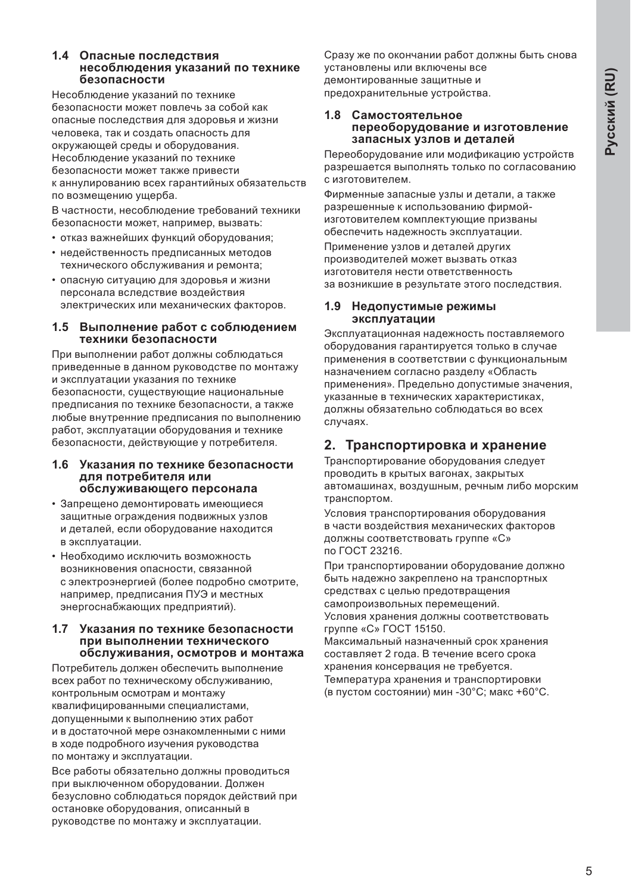### 1.4 Опасные последствия несоблюдения указаний по технике безопасности

Несоблюдение указаний по технике безопасности может повлечь за собой как опасные последствия для здоровья и жизни человека, так и создать опасность для окружающей среды и оборудования. Несоблюдение указаний по технике безопасности может также привести к аннулированию всех гарантийных обязательств по возмещению ущерба.

В частности, несоблюдение требований техники безопасности может, например, вызвать:

- отказ важнейших функций оборудования;
- недейственность предписанных методов технического обслуживания и ремонта;
- опасную ситуацию для здоровья и жизни персонала вследствие воздействия электрических или механических факторов.

### 1.5 Выполнение работ с соблюдением техники безопасности

При выполнении работ должны соблюдаться приведенные в данном руководстве по монтажу и эксплуатации указания по технике безопасности, существующие национальные предписания по технике безопасности, а также любые внутренние предписания по выполнению работ, эксплуатации оборудования и технике безопасности, действующие у потребителя.

### 1.6 Указания по технике безопасности для потребителя или обслуживающего персонала

- Запрещено демонтировать имеющиеся защитные ограждения подвижных узлов и деталей, если оборудование находится в эксплуатации.
- Необходимо исключить возможность возникновения опасности, связанной с электроэнергией (более подробно смотрите, например, предписания ПУЭ и местных энергоснабжающих предприятий).

### 1.7 Указания по технике безопасности при выполнении технического обслуживания, осмотров и монтажа

Потребитель должен обеспечить выполнение всех работ по техническому обслуживанию, контрольным осмотрам и монтажу квалифицированными специалистами, допущенными к выполнению этих работ и в достаточной мере ознакомленными с ними в ходе подробного изучения руководства по монтажу и эксплуатации.

Все работы обязательно должны проводиться при выключенном оборудовании. Должен безусловно соблюдаться порядок действий при остановке оборудования, описанный в руководстве по монтажу и эксплуатации.

Сразу же по окончании работ должны быть снова установлены или включены все демонтированные защитные и предохранительные устройства.

### 1.8 Самостоятельное переоборудование и изготовление запасных узлов и деталей

Переоборудование или модификацию устройств разрешается выполнять только по согласованию с изготовителем.

Фирменные запасные узлы и детали, а также разрешенные к использованию фирмой-изготовителем комплектующие призваны обеспечить надежность эксплуатации.

Применение узлов и деталей других производителей может вызвать отказ изготовителя нести ответственность за возникшие в результате этого последствия.

### 1.9 Недопустимые режимы эксплуатации

Эксплуатационная надежность поставляемого оборудования гарантируется только в случае применения в соответствии с функциональным назначением согласно разделу «Область применения». Предельно допустимые значения, указанные в технических характеристиках, должны обязательно соблюдаться во всех случаях.

## 2. Транспортировка и хранение

Транспортирование оборудования следует проводить в крытых вагонах, закрытых автомашинах, воздушным, речным либо морским транспортом.

Условия транспортирования оборудования в части воздействия механических факторов должны соответствовать группе «С» по ГОСТ 23216.

При транспортировании оборудование должно быть надежно закреплено на транспортных средствах с целью предотвращения самопроизвольных перемещений.
Условия хранения должны соответствовать группе «С» ГОСТ 15150.
Максимальный назначенный срок хранения составляет 2 года. В течение всего срока хранения консервация не требуется.
Температура хранения и транспортировки (в пустом состоянии) мин -30°C; макс +60°C.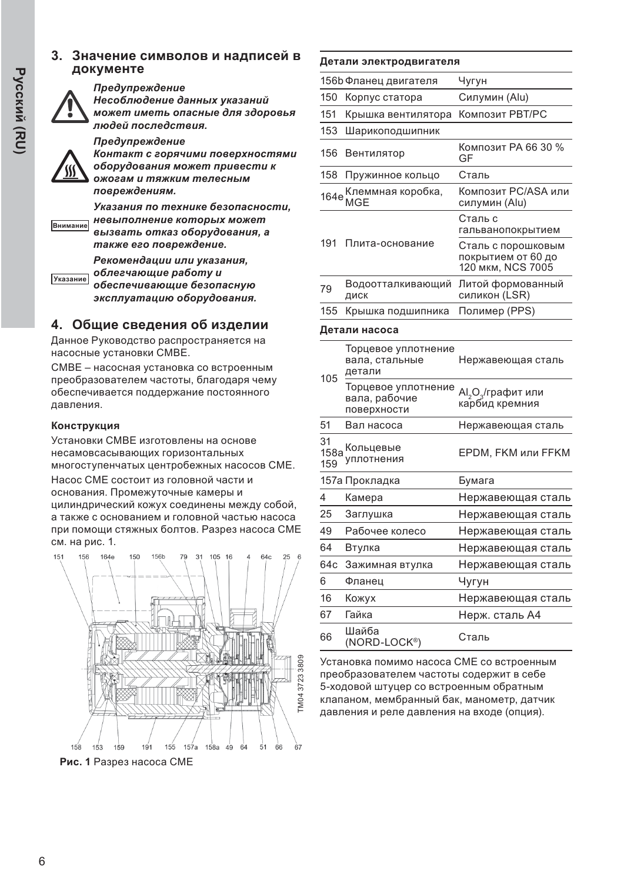## 3. Значение символов и надписей в документе

***Предупреждение***
***Несоблюдение данных указаний может иметь опасные для здоровья людей последствия.***

***Предупреждение***
***Контакт с горячими поверхностями оборудования может привести к ожогам и тяжким телесным повреждениям.***

Внимание ***Указания по технике безопасности, невыполнение которых может вызвать отказ оборудования, а также его повреждение.***

Указание ***Рекомендации или указания, облегчающие работу и обеспечивающие безопасную эксплуатацию оборудования.***

## 4. Общие сведения об изделии

Данное Руководство распространяется на насосные установки CMBE.

CMBE – насосная установка со встроенным преобразователем частоты, благодаря чему обеспечивается поддержание постоянного давления.

**Конструкция**

Установки CMBE изготовлены на основе несамовсасывающих горизонтальных многоступенчатых центробежных насосов CME.

Насос CME состоит из головной части и основания. Промежуточные камеры и цилиндрический кожух соединены между собой, а также с основанием и головной частью насоса при помощи стяжных болтов. Разрез насоса CME см. на рис. 1.

TM04 3723 3809

**Рис. 1** Разрез насоса CME

**Детали электродвигателя**

| | | |
|---|---|---|
| 156b | Фланец двигателя | Чугун |
| 150 | Корпус статора | Силумин (Alu) |
| 151 | Крышка вентилятора | Композит PBT/PC |
| 153 | Шарикоподшипник | |
| 156 | Вентилятор | Композит PA 66 30 % GF |
| 158 | Пружинное кольцо | Сталь |
| 164e | Клеммная коробка, MGE | Композит PC/ASA или силумин (Alu) |
| 191 | Плита-основание | Сталь с гальванопокрытием |
| | | Сталь с порошковым покрытием от 60 до 120 мкм, NCS 7005 |
| 79 | Водоотталкивающий диск | Литой формованный силикон (LSR) |
| 155 | Крышка подшипника | Полимер (PPS) |

**Детали насоса**

| | | |
|---|---|---|
| 105 | Торцевое уплотнение вала, стальные детали | Нержавеющая сталь |
| | Торцевое уплотнение вала, рабочие поверхности | $Al_2O_3$/графит или карбид кремния |
| 51 | Вал насоса | Нержавеющая сталь |
| 31 158a 159 | Кольцевые уплотнения | EPDM, FKM или FFKM |
| 157a | Прокладка | Бумага |
| 4 | Камера | Нержавеющая сталь |
| 25 | Заглушка | Нержавеющая сталь |
| 49 | Рабочее колесо | Нержавеющая сталь |
| 64 | Втулка | Нержавеющая сталь |
| 64c | Зажимная втулка | Нержавеющая сталь |
| 6 | Фланец | Чугун |
| 16 | Кожух | Нержавеющая сталь |
| 67 | Гайка | Нерж. сталь A4 |
| 66 | Шайба (NORD-LOCK®) | Сталь |

Установка помимо насоса CME со встроенным преобразователем частоты содержит в себе 5-ходовой штуцер со встроенным обратным клапаном, мембранный бак, манометр, датчик давления и реле давления на входе (опция).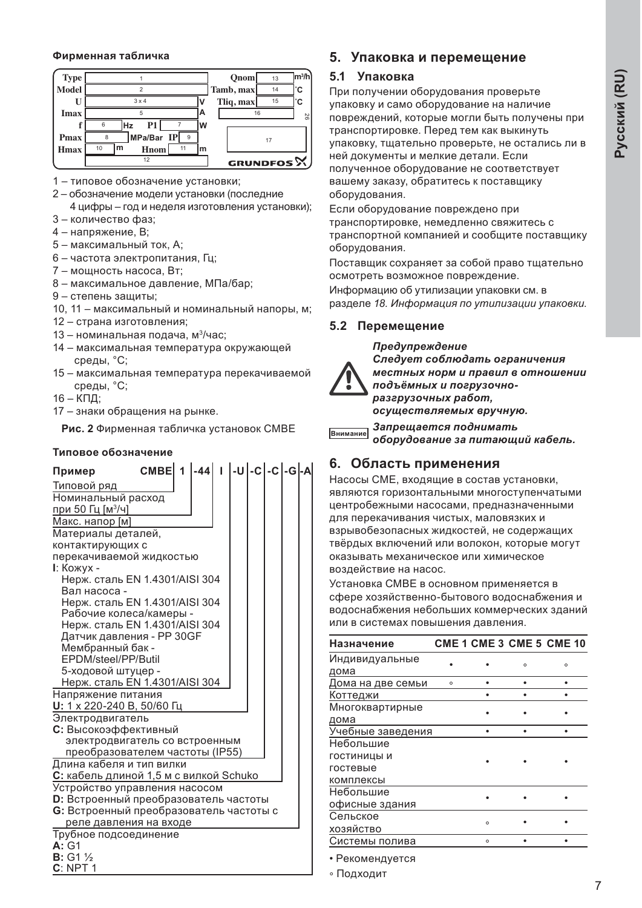**Фирменная табличка**

| Type | 1 | | | Qnom | 13 | m³/h |
|---|---|---|---|---|---|---|
| Model | 2 | | | Tamb, max | 14 | °C |
| U | 3 x 4 | | V | Tliq, max | 15 | °C |
| Imax | 5 | | A | 16 | | |
| f | 6 Hz | P1 7 | W | | | |
| Pmax | 8 MPa/Bar | IP 9 | | 17 | | |
| Hmax | 10 m | Hnom 11 | m | | | |
| | 12 | | | GRUNDFOS | | 26 |

1 – типовое обозначение установки;

2 – обозначение модели установки (последние 4 цифры – год и неделя изготовления установки);

3 – количество фаз;

4 – напряжение, В;

5 – максимальный ток, А;

6 – частота электропитания, Гц;

7 – мощность насоса, Вт;

8 – максимальное давление, МПа/бар;

9 – степень защиты;

10, 11 – максимальный и номинальный напоры, м;

12 – страна изготовления;

13 – номинальная подача, м³/час;

14 – максимальная температура окружающей среды, °C;

15 – максимальная температура перекачиваемой среды, °C;

16 – КПД;

17 – знаки обращения на рынке.

**Рис. 2** Фирменная табличка установок CMBE

**Типовое обозначение**

**Пример** CMBE 1 -44 I -U -C -C -G -A

- CMBE: Типовой ряд
- 1: Номинальный расход при 50 Гц [м³/ч]
- -44: Макс. напор [м]
- I: Материалы деталей, контактирующих с перекачиваемой жидкостью
  **I**: Кожух - Нерж. сталь EN 1.4301/AISI 304
  Вал насоса - Нерж. сталь EN 1.4301/AISI 304
  Рабочие колеса/камеры - Нерж. сталь EN 1.4301/AISI 304
  Датчик давления - PP 30GF
  Мембранный бак - EPDM/steel/PP/Butil
  5-ходовой штуцер - Нерж. сталь EN 1.4301/AISI 304
- -U: Напряжение питания
  **U:** 1 x 220-240 В, 50/60 Гц
- -C: Электродвигатель
  **C:** Высокоэффективный электродвигатель со встроенным преобразователем частоты (IP55)
- -C: Длина кабеля и тип вилки
  **C:** кабель длиной 1,5 м с вилкой Schuko
- -G: Устройство управления насосом
  **D:** Встроенный преобразователь частоты
  **G:** Встроенный преобразователь частоты с реле давления на входе
- -A: Трубное подсоединение
  **A:** G1
  **B:** G1 ½
  **C**: NPT 1

## 5. Упаковка и перемещение

### 5.1 Упаковка

При получении оборудования проверьте упаковку и само оборудование на наличие повреждений, которые могли быть получены при транспортировке. Перед тем как выкинуть упаковку, тщательно проверьте, не остались ли в ней документы и мелкие детали. Если полученное оборудование не соответствует вашему заказу, обратитесь к поставщику оборудования.

Если оборудование повреждено при транспортировке, немедленно свяжитесь с транспортной компанией и сообщите поставщику оборудования.

Поставщик сохраняет за собой право тщательно осмотреть возможное повреждение.

Информацию об утилизации упаковки см. в разделе *18. Информация по утилизации упаковки.*

### 5.2 Перемещение

***Предупреждение***
***Следует соблюдать ограничения местных норм и правил в отношении подъёмных и погрузочно-разгрузочных работ, осуществляемых вручную.***

Внимание ***Запрещается поднимать оборудование за питающий кабель.***

## 6. Область применения

Насосы CME, входящие в состав установки, являются горизонтальными многоступенчатыми центробежными насосами, предназначенными для перекачивания чистых, маловязких и взрывобезопасных жидкостей, не содержащих твёрдых включений или волокон, которые могут оказывать механическое или химическое воздействие на насос.

Установка CMBE в основном применяется в сфере хозяйственно-бытового водоснабжения и водоснабжения небольших коммерческих зданий или в системах повышения давления.

| Назначение | CME 1 | CME 3 | CME 5 | CME 10 |
|---|---|---|---|---|
| Индивидуальные дома | • | • | ◦ | ◦ |
| Дома на две семьи | ◦ | • | • | • |
| Коттеджи | | • | • | • |
| Многоквартирные дома | | • | • | • |
| Учебные заведения | | • | • | • |
| Небольшие гостиницы и гостевые комплексы | | • | • | • |
| Небольшие офисные здания | | • | • | • |
| Сельское хозяйство | | ◦ | • | • |
| Системы полива | | ◦ | • | • |

• Рекомендуется

◦ Подходит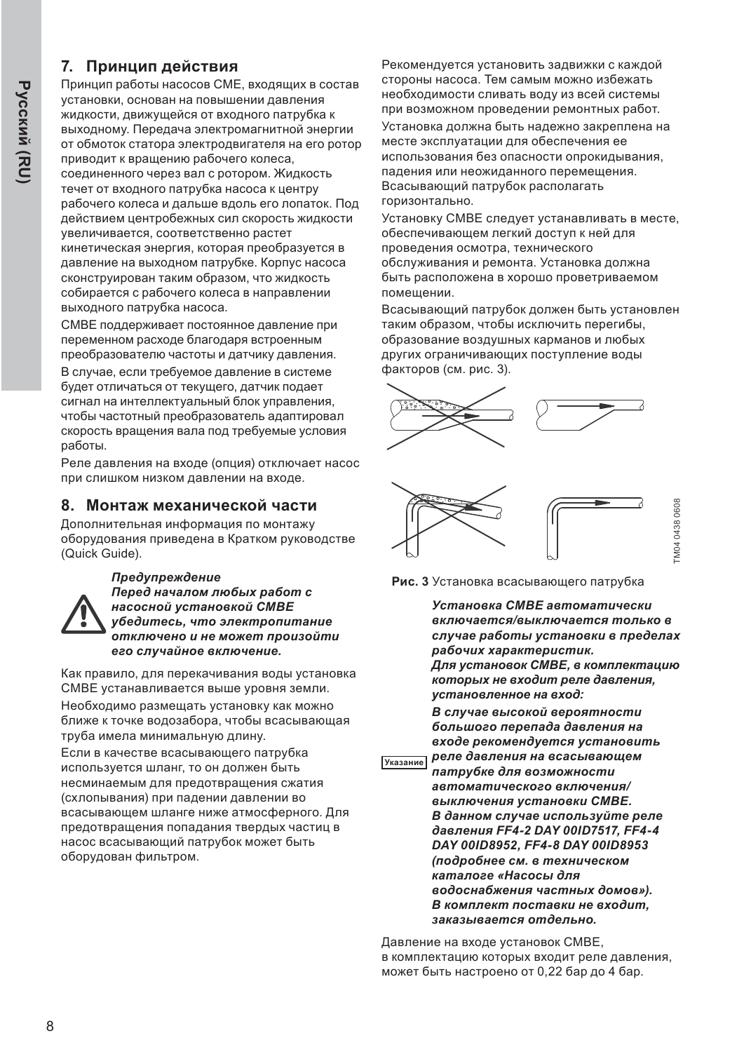## 7. Принцип действия

Принцип работы насосов CME, входящих в состав установки, основан на повышении давления жидкости, движущейся от входного патрубка к выходному. Передача электромагнитной энергии от обмоток статора электродвигателя на его ротор приводит к вращению рабочего колеса, соединенного через вал с ротором. Жидкость течет от входного патрубка насоса к центру рабочего колеса и дальше вдоль его лопаток. Под действием центробежных сил скорость жидкости увеличивается, соответственно растет кинетическая энергия, которая преобразуется в давление на выходном патрубке. Корпус насоса сконструирован таким образом, что жидкость собирается с рабочего колеса в направлении выходного патрубка насоса.

CMBE поддерживает постоянное давление при переменном расходе благодаря встроенным преобразователю частоты и датчику давления.

В случае, если требуемое давление в системе будет отличаться от текущего, датчик подает сигнал на интеллектуальный блок управления, чтобы частотный преобразователь адаптировал скорость вращения вала под требуемые условия работы.

Реле давления на входе (опция) отключает насос при слишком низком давлении на входе.

## 8. Монтаж механической части

Дополнительная информация по монтажу оборудования приведена в Кратком руководстве (Quick Guide).

***Предупреждение***
***Перед началом любых работ с насосной установкой CMBE убедитесь, что электропитание отключено и не может произойти его случайное включение.***

Как правило, для перекачивания воды установка CMBE устанавливается выше уровня земли.

Необходимо размещать установку как можно ближе к точке водозабора, чтобы всасывающая труба имела минимальную длину.

Если в качестве всасывающего патрубка используется шланг, то он должен быть несминаемым для предотвращения сжатия (схлопывания) при падении давлении во всасывающем шланге ниже атмосферного. Для предотвращения попадания твердых частиц в насос всасывающий патрубок может быть оборудован фильтром.

Рекомендуется установить задвижки с каждой стороны насоса. Тем самым можно избежать необходимости сливать воду из всей системы при возможном проведении ремонтных работ.

Установка должна быть надежно закреплена на месте эксплуатации для обеспечения ее использования без опасности опрокидывания, падения или неожиданного перемещения. Всасывающий патрубок располагать горизонтально.

Установку CMBE следует устанавливать в месте, обеспечивающем легкий доступ к ней для проведения осмотра, технического обслуживания и ремонта. Установка должна быть расположена в хорошо проветриваемом помещении.

Всасывающий патрубок должен быть установлен таким образом, чтобы исключить перегибы, образование воздушных карманов и любых других ограничивающих поступление воды факторов (см. рис. 3).

TM04 0438 0608

**Рис. 3** Установка всасывающего патрубка

Указание

***Установка CMBE автоматически включается/выключается только в случае работы установки в пределах рабочих характеристик.***
***Для установок CMBE, в комплектацию которых не входит реле давления, установленное на вход:***
***В случае высокой вероятности большого перепада давления на входе рекомендуется установить реле давления на всасывающем патрубке для возможности автоматического включения/выключения установки CMBE.***
***В данном случае используйте реле давления FF4-2 DAY 00ID7517, FF4-4 DAY 00ID8952, FF4-8 DAY 00ID8953 (подробнее см. в техническом каталоге «Насосы для водоснабжения частных домов»).***
***В комплект поставки не входит, заказывается отдельно.***

Давление на входе установок CMBE, в комплектацию которых входит реле давления, может быть настроено от 0,22 бар до 4 бар.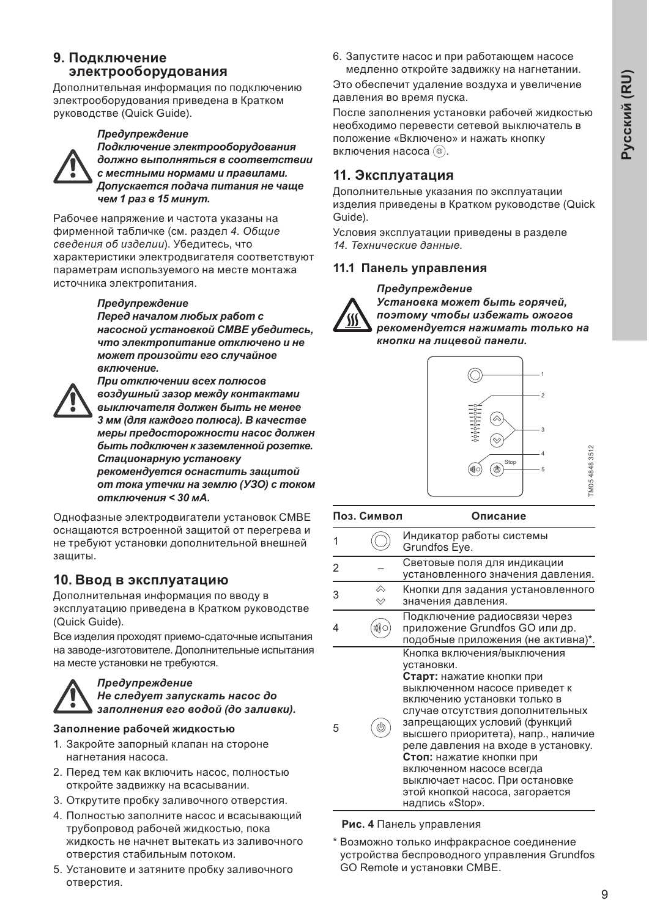## 9. Подключение электрооборудования

Дополнительная информация по подключению электрооборудования приведена в Кратком руководстве (Quick Guide).

***Предупреждение***
***Подключение электрооборудования должно выполняться в соответствии с местными нормами и правилами.***
***Допускается подача питания не чаще чем 1 раз в 15 минут.***

Рабочее напряжение и частота указаны на фирменной табличке (см. раздел *4. Общие сведения об изделии*). Убедитесь, что характеристики электродвигателя соответствуют параметрам используемого на месте монтажа источника электропитания.

***Предупреждение***
***Перед началом любых работ с насосной установкой CMBE убедитесь, что электропитание отключено и не может произойти его случайное включение.***
***При отключении всех полюсов воздушный зазор между контактами выключателя должен быть не менее 3 мм (для каждого полюса). В качестве меры предосторожности насос должен быть подключен к заземленной розетке. Стационарную установку рекомендуется оснастить защитой от тока утечки на землю (УЗО) с током отключения < 30 мА.***

Однофазные электродвигатели установок CMBE оснащаются встроенной защитой от перегрева и не требуют установки дополнительной внешней защиты.

## 10. Ввод в эксплуатацию

Дополнительная информация по вводу в эксплуатацию приведена в Кратком руководстве (Quick Guide).

Все изделия проходят приемо-сдаточные испытания на заводе-изготовителе. Дополнительные испытания на месте установки не требуются.

***Предупреждение***
***Не следует запускать насос до заполнения его водой (до заливки).***

#### Заполнение рабочей жидкостью

1. Закройте запорный клапан на стороне нагнетания насоса.
2. Перед тем как включить насос, полностью откройте задвижку на всасывании.
3. Открутите пробку заливочного отверстия.
4. Полностью заполните насос и всасывающий трубопровод рабочей жидкостью, пока жидкость не начнет вытекать из заливочного отверстия стабильным потоком.
5. Установите и затяните пробку заливочного отверстия.
6. Запустите насос и при работающем насосе медленно откройте задвижку на нагнетании.

Это обеспечит удаление воздуха и увеличение давления во время пуска.

После заполнения установки рабочей жидкостью необходимо перевести сетевой выключатель в положение «Включено» и нажать кнопку включения насоса (⏻).

## 11. Эксплуатация

Дополнительные указания по эксплуатации изделия приведены в Кратком руководстве (Quick Guide).

Условия эксплуатации приведены в разделе *14. Технические данные*.

### 11.1 Панель управления

***Предупреждение***
***Установка может быть горячей, поэтому чтобы избежать ожогов рекомендуется нажимать только на кнопки на лицевой панели.***

TM05 4848 3512

| Поз. | Символ | Описание |
|---|---|---|
| 1 | ◯ | Индикатор работы системы Grundfos Eye. |
| 2 | – | Световые поля для индикации установленного значения давления. |
| 3 | ⌃ ⌄ | Кнопки для задания установленного значения давления. |
| 4 | ((·))○ | Подключение радиосвязи через приложение Grundfos GO или др. подобные приложения (не активна)*. |
| 5 | ⏻ | Кнопка включения/выключения установки. **Старт:** нажатие кнопки при выключенном насосе приведет к включению установки только в случае отсутствия дополнительных запрещающих условий (функций высшего приоритета), напр., наличие реле давления на входе в установку. **Стоп:** нажатие кнопки при включенном насосе всегда выключает насос. При остановке этой кнопкой насоса, загорается надпись «Stop». |

**Рис. 4** Панель управления

\* Возможно только инфракрасное соединение устройства беспроводного управления Grundfos GO Remote и установки CMBE.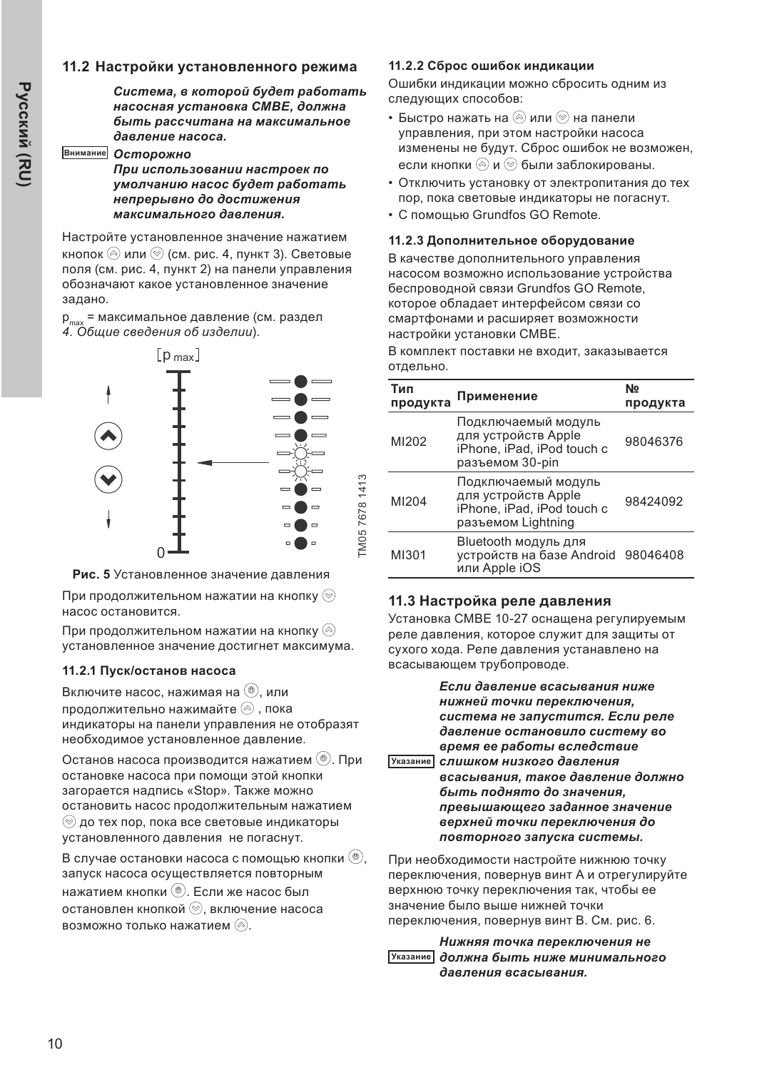## 11.2 Настройки установленного режима

***Система, в которой будет работать насосная установка CMBE, должна быть рассчитана на максимальное давление насоса.***

Внимание ***Осторожно***
***При использовании настроек по умолчанию насос будет работать непрерывно до достижения максимального давления.***

Настройте установленное значение нажатием кнопок ⊗ или ⊗ (см. рис. 4, пункт 3). Световые поля (см. рис. 4, пункт 2) на панели управления обозначают какое установленное значение задано.

$p_{max}$ = максимальное давление (см. раздел *4. Общие сведения об изделии*).

**Рис. 5** Установленное значение давления

При продолжительном нажатии на кнопку ⊗ насос остановится.

При продолжительном нажатии на кнопку ⊗ установленное значение достигнет максимума.

### 11.2.1 Пуск/останов насоса

Включите насос, нажимая на ⊛, или продолжительно нажимайте ⊗ , пока индикаторы на панели управления не отобразят необходимое установленное давление.

Останов насоса производится нажатием ⊛. При остановке насоса при помощи этой кнопки загорается надпись «Stop». Также можно остановить насос продолжительным нажатием ⊗ до тех пор, пока все световые индикаторы установленного давления не погаснут.

В случае остановки насоса с помощью кнопки ⊛, запуск насоса осуществляется повторным нажатием кнопки ⊛. Если же насос был остановлен кнопкой ⊗, включение насоса возможно только нажатием ⊗.

### 11.2.2 Сброс ошибок индикации

Ошибки индикации можно сбросить одним из следующих способов:

- Быстро нажать на ⊗ или ⊗ на панели управления, при этом настройки насоса изменены не будут. Сброс ошибок не возможен, если кнопки ⊗ и ⊗ были заблокированы.
- Отключить установку от электропитания до тех пор, пока световые индикаторы не погаснут.
- С помощью Grundfos GO Remote.

### 11.2.3 Дополнительное оборудование

В качестве дополнительного управления насосом возможно использование устройства беспроводной связи Grundfos GO Remote, которое обладает интерфейсом связи со смартфонами и расширяет возможности настройки установки CMBE.

В комплект поставки не входит, заказывается отдельно.

| Тип продукта | Применение | № продукта |
|---|---|---|
| MI202 | Подключаемый модуль для устройств Apple iPhone, iPad, iPod touch с разъемом 30-pin | 98046376 |
| MI204 | Подключаемый модуль для устройств Apple iPhone, iPad, iPod touch с разъемом Lightning | 98424092 |
| MI301 | Bluetooth модуль для устройств на базе Android или Apple iOS | 98046408 |

## 11.3 Настройка реле давления

Установка CMBE 10-27 оснащена регулируемым реле давления, которое служит для защиты от сухого хода. Реле давления устанавлено на всасывающем трубопроводе.

Указание ***Если давление всасывания ниже нижней точки переключения, система не запустится. Если реле давление остановило систему во время ее работы вследствие слишком низкого давления всасывания, такое давление должно быть поднято до значения, превышающего заданное значение верхней точки переключения до повторного запуска системы.***

При необходимости настройте нижнюю точку переключения, повернув винт A и отрегулируйте верхнюю точку переключения так, чтобы ее значение было выше нижней точки переключения, повернув винт B. См. рис. 6.

Указание ***Нижняя точка переключения не должна быть ниже минимального давления всасывания.***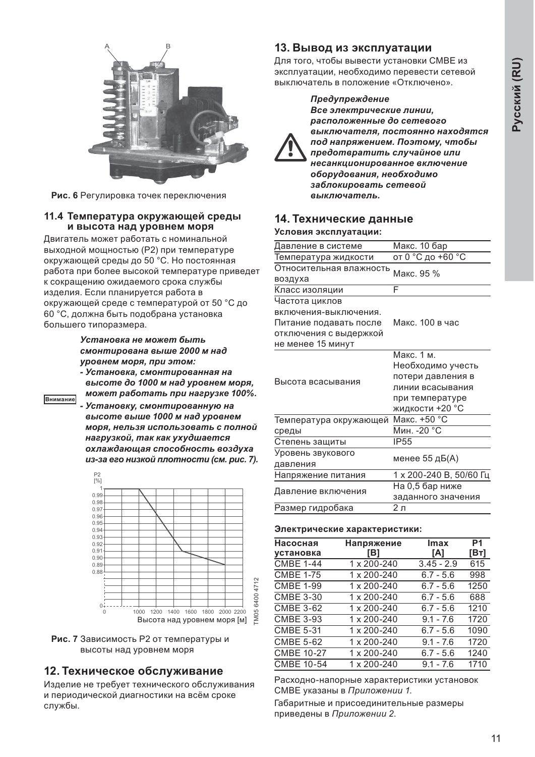Рис. 6 Регулировка точек переключения

### 11.4 Температура окружающей среды и высота над уровнем моря

Двигатель может работать с номинальной выходной мощностью (P2) при температуре окружающей среды до 50 °C. Но постоянная работа при более высокой температуре приведет к сокращению ожидаемого срока службы изделия. Если планируется работа в окружающей среде с температурой от 50 °C до 60 °C, должна быть подобрана установка большего типоразмера.

Внимание

***Установка не может быть смонтирована выше 2000 м над уровнем моря, при этом:***

- ***Установка, смонтированная на высоте до 1000 м над уровнем моря, может работать при нагрузке 100%.***
- ***Установку, смонтированную на высоте выше 1000 м над уровнем моря, нельзя использовать с полной нагрузкой, так как ухудшается охлаждающая способность воздуха из-за его низкой плотности (см. рис. 7).***

**Рис. 7** Зависимость P2 от температуры и высоты над уровнем моря

## 12. Техническое обслуживание

Изделие не требует технического обслуживания и периодической диагностики на всём сроке службы.

## 13. Вывод из эксплуатации

Для того, чтобы вывести установки CMBE из эксплуатации, необходимо перевести сетевой выключатель в положение «Отключено».

***Предупреждение***
***Все электрические линии, расположенные до сетевого выключателя, постоянно находятся под напряжением. Поэтому, чтобы предотвратить случайное или несанкционированное включение оборудования, необходимо заблокировать сетевой выключатель.***

## 14. Технические данные

**Условия эксплуатации:**

| | |
|---|---|
| Давление в системе | Макс. 10 бар |
| Температура жидкости | от 0 °C до +60 °C |
| Относительная влажность воздуха | Макс. 95 % |
| Класс изоляции | F |
| Частота циклов включения-выключения. Питание подавать после отключения с выдержкой не менее 15 минут | Макс. 100 в час |
| Высота всасывания | Макс. 1 м. Необходимо учесть потери давления в линии всасывания при температуре жидкости +20 °C |
| Температура окружающей среды | Макс. +50 °C<br>Мин. -20 °C |
| Степень защиты | IP55 |
| Уровень звукового давления | менее 55 дБ(А) |
| Напряжение питания | 1 x 200-240 В, 50/60 Гц |
| Давление включения | На 0,5 бар ниже заданного значения |
| Размер гидробака | 2 л |

**Электрические характеристики:**

| Насосная установка | Напряжение [В] | Imax [А] | P1 [Вт] |
|---|---|---|---|
| CMBE 1-44 | 1 x 200-240 | 3.45 - 2.9 | 615 |
| CMBE 1-75 | 1 x 200-240 | 6.7 - 5.6 | 998 |
| CMBE 1-99 | 1 x 200-240 | 6.7 - 5.6 | 1250 |
| CMBE 3-30 | 1 x 200-240 | 6.7 - 5.6 | 688 |
| CMBE 3-62 | 1 x 200-240 | 6.7 - 5.6 | 1210 |
| CMBE 3-93 | 1 x 200-240 | 9.1 - 7.6 | 1720 |
| CMBE 5-31 | 1 x 200-240 | 6.7 - 5.6 | 1090 |
| CMBE 5-62 | 1 x 200-240 | 9.1 - 7.6 | 1720 |
| CMBE 10-27 | 1 x 200-240 | 6.7 - 5.6 | 1240 |
| CMBE 10-54 | 1 x 200-240 | 9.1 - 7.6 | 1710 |

Расходно-напорные характеристики установок CMBE указаны в *Приложении 1.*

Габаритные и присоединительные размеры приведены в *Приложении 2.*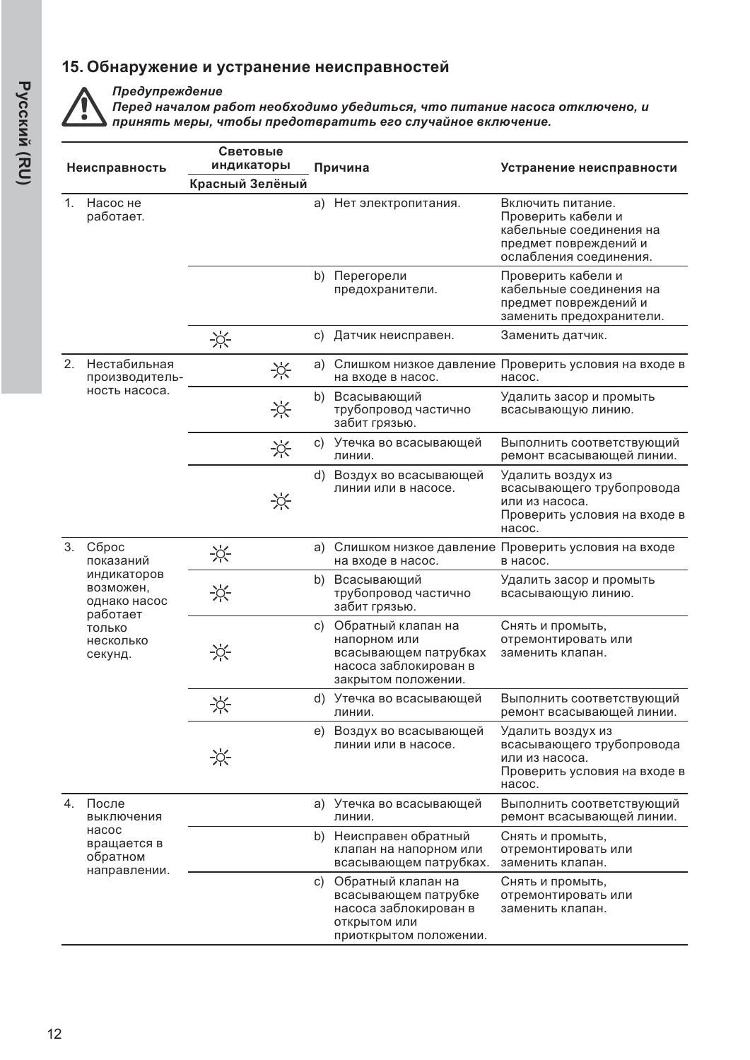## 15. Обнаружение и устранение неисправностей

***Предупреждение***
***Перед началом работ необходимо убедиться, что питание насоса отключено, и принять меры, чтобы предотвратить его случайное включение.***

| Неисправность | Световые индикаторы | | Причина | Устранение неисправности |
|---|---|---|---|---|
| | Красный | Зелёный | | |
| 1. Насос не работает. | | | a) Нет электропитания. | Включить питание. Проверить кабели и кабельные соединения на предмет повреждений и ослабления соединения. |
| | | | b) Перегорели предохранители. | Проверить кабели и кабельные соединения на предмет повреждений и заменить предохранители. |
| | ☼ | | c) Датчик неисправен. | Заменить датчик. |
| 2. Нестабильная производитель-ность насоса. | | ☼ | a) Слишком низкое давление на входе в насос. | Проверить условия на входе в насос. |
| | | ☼ | b) Всасывающий трубопровод частично забит грязью. | Удалить засор и промыть всасывающую линию. |
| | | ☼ | c) Утечка во всасывающей линии. | Выполнить соответствующий ремонт всасывающей линии. |
| | | ☼ | d) Воздух во всасывающей линии или в насосе. | Удалить воздух из всасывающего трубопровода или из насоса. Проверить условия на входе в насос. |
| 3. Сброс показаний индикаторов возможен, однако насос работает только несколько секунд. | ☼ | | a) Слишком низкое давление на входе в насос. | Проверить условия на входе в насос. |
| | ☼ | | b) Всасывающий трубопровод частично забит грязью. | Удалить засор и промыть всасывающую линию. |
| | ☼ | | c) Обратный клапан на напорном или всасывающем патрубках насоса заблокирован в закрытом положении. | Снять и промыть, отремонтировать или заменить клапан. |
| | ☼ | | d) Утечка во всасывающей линии. | Выполнить соответствующий ремонт всасывающей линии. |
| | ☼ | | e) Воздух во всасывающей линии или в насосе. | Удалить воздух из всасывающего трубопровода или из насоса. Проверить условия на входе в насос. |
| 4. После выключения насос вращается в обратном направлении. | | | a) Утечка во всасывающей линии. | Выполнить соответствующий ремонт всасывающей линии. |
| | | | b) Неисправен обратный клапан на напорном или всасывающем патрубках. | Снять и промыть, отремонтировать или заменить клапан. |
| | | | c) Обратный клапан на всасывающем патрубке насоса заблокирован в открытом или приоткрытом положении. | Снять и промыть, отремонтировать или заменить клапан. |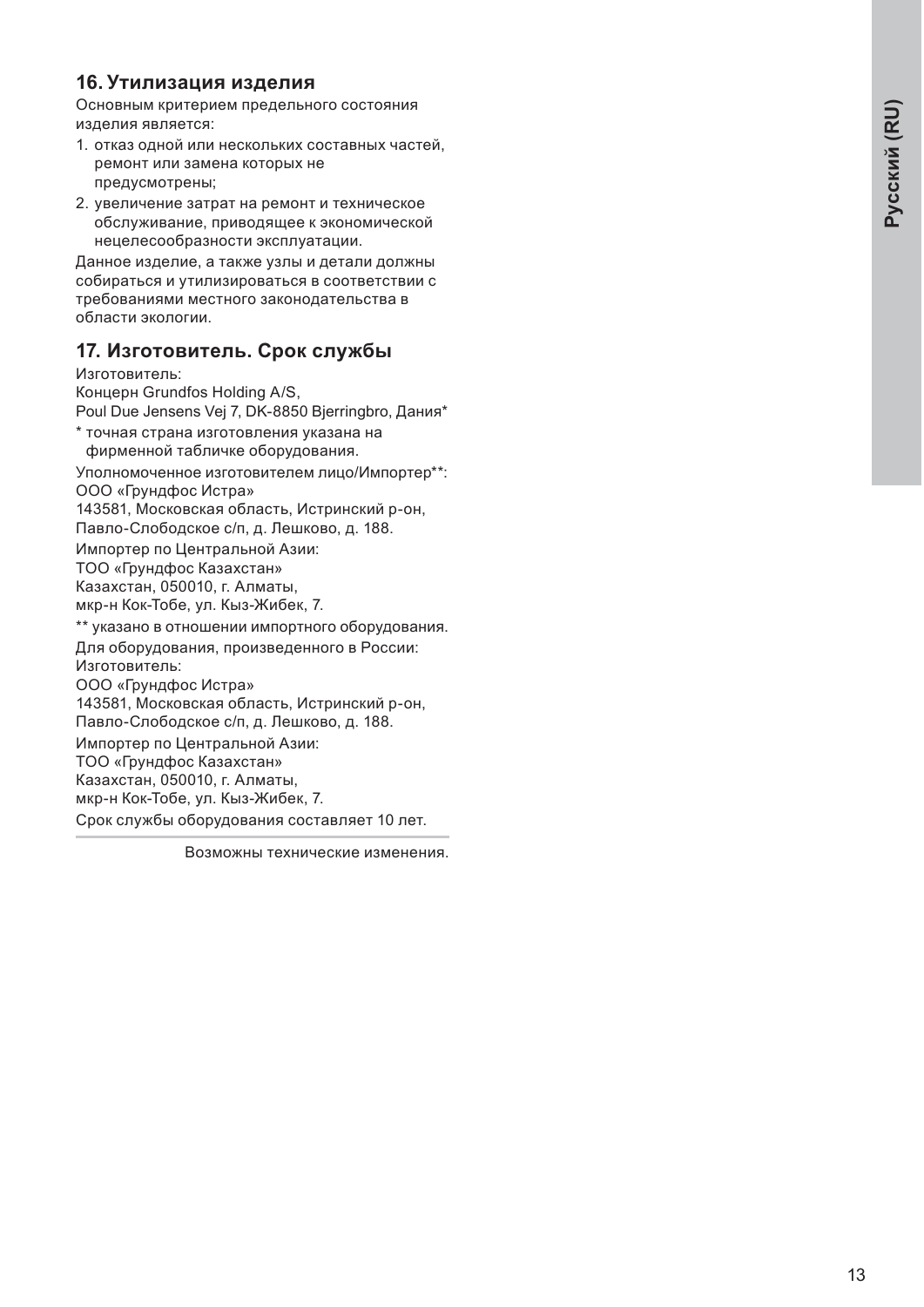## 16. Утилизация изделия

Основным критерием предельного состояния изделия является:

1. отказ одной или нескольких составных частей, ремонт или замена которых не предусмотрены;
2. увеличение затрат на ремонт и техническое обслуживание, приводящее к экономической нецелесообразности эксплуатации.

Данное изделие, а также узлы и детали должны собираться и утилизироваться в соответствии с требованиями местного законодательства в области экологии.

## 17. Изготовитель. Срок службы

Изготовитель:
Концерн Grundfos Holding A/S,
Poul Due Jensens Vej 7, DK-8850 Bjerringbro, Дания*

\* точная страна изготовления указана на фирменной табличке оборудования.

Уполномоченное изготовителем лицо/Импортер**:
ООО «Грундфос Истра»
143581, Московская область, Истринский р-он, Павло-Слободское с/п, д. Лешково, д. 188.

Импортер по Центральной Азии:
ТОО «Грундфос Казахстан»
Казахстан, 050010, г. Алматы,
мкр-н Кок-Тобе, ул. Кыз-Жибек, 7.

** указано в отношении импортного оборудования.

Для оборудования, произведенного в России:
Изготовитель:
ООО «Грундфос Истра»
143581, Московская область, Истринский р-он, Павло-Слободское с/п, д. Лешково, д. 188.

Импортер по Центральной Азии:
ТОО «Грундфос Казахстан»
Казахстан, 050010, г. Алматы,
мкр-н Кок-Тобе, ул. Кыз-Жибек, 7.

Срок службы оборудования составляет 10 лет.

Возможны технические изменения.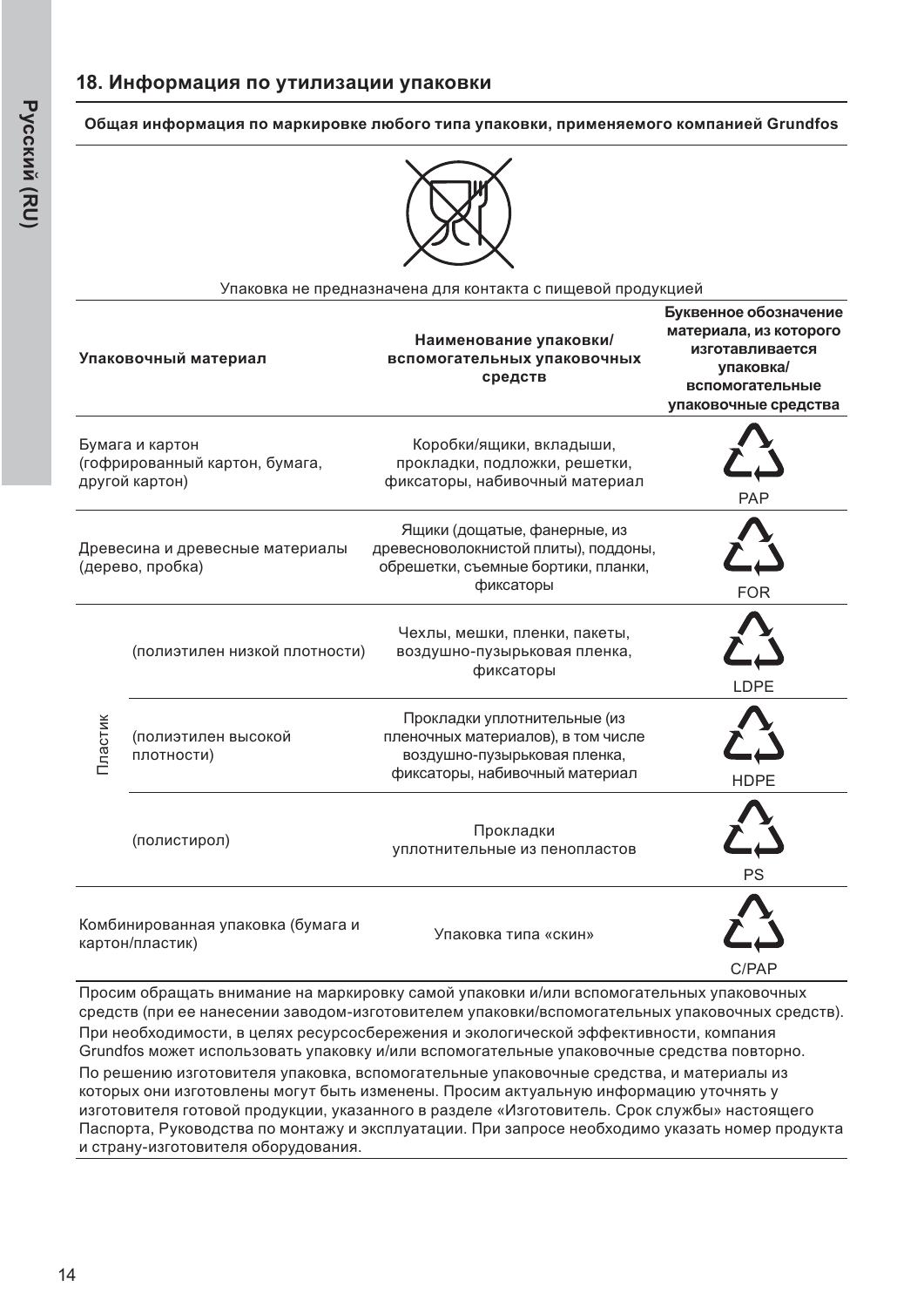## 18. Информация по утилизации упаковки

**Общая информация по маркировке любого типа упаковки, применяемого компанией Grundfos**

Упаковка не предназначена для контакта с пищевой продукцией

| Упаковочный материал | | Наименование упаковки/ вспомогательных упаковочных средств | Буквенное обозначение материала, из которого изготавливается упаковка/ вспомогательные упаковочные средства |
|---|---|---|---|
| Бумага и картон (гофрированный картон, бумага, другой картон) | | Коробки/ящики, вкладыши, прокладки, подложки, решетки, фиксаторы, набивочный материал | PAP |
| Древесина и древесные материалы (дерево, пробка) | | Ящики (дощатые, фанерные, из древесноволокнистой плиты), поддоны, обрешетки, съемные бортики, планки, фиксаторы | FOR |
| Пластик | (полиэтилен низкой плотности) | Чехлы, мешки, пленки, пакеты, воздушно-пузырьковая пленка, фиксаторы | LDPE |
| | (полиэтилен высокой плотности) | Прокладки уплотнительные (из пленочных материалов), в том числе воздушно-пузырьковая пленка, фиксаторы, набивочный материал | HDPE |
| | (полистирол) | Прокладки уплотнительные из пенопластов | PS |
| Комбинированная упаковка (бумага и картон/пластик) | | Упаковка типа «скин» | C/PAP |

Просим обращать внимание на маркировку самой упаковки и/или вспомогательных упаковочных средств (при ее нанесении заводом-изготовителем упаковки/вспомогательных упаковочных средств).

При необходимости, в целях ресурсосбережения и экологической эффективности, компания Grundfos может использовать упаковку и/или вспомогательные упаковочные средства повторно.

По решению изготовителя упаковка, вспомогательные упаковочные средства, и материалы из которых они изготовлены могут быть изменены. Просим актуальную информацию уточнять у изготовителя готовой продукции, указанного в разделе «Изготовитель. Срок службы» настоящего Паспорта, Руководства по монтажу и эксплуатации. При запросе необходимо указать номер продукта и страну-изготовителя оборудования.